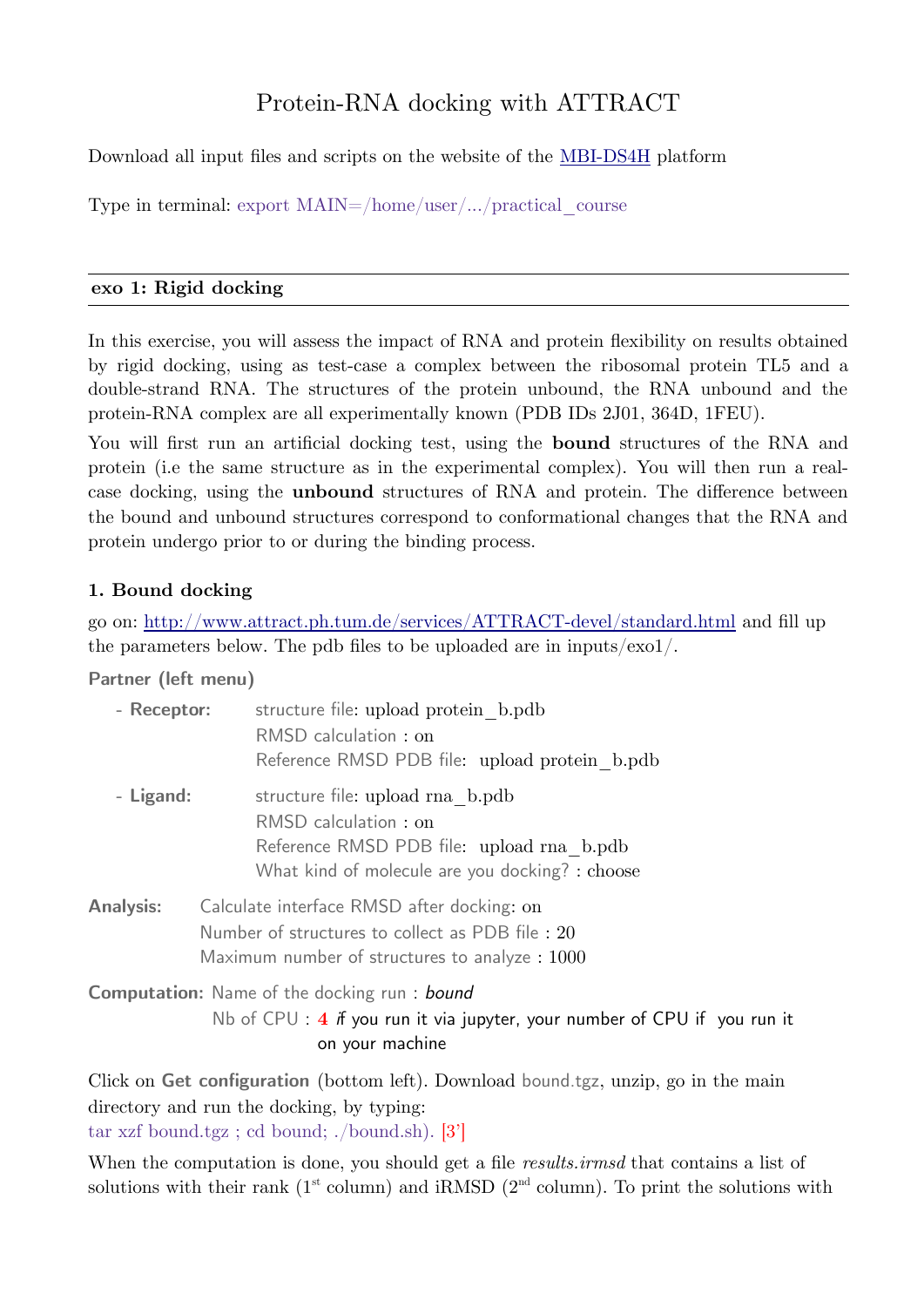# Protein-RNA docking with ATTRACT

Download all input files and scripts on the website of the MBI-DS4H platform

Type in terminal: export MAIN=/home/user/.../practical_course

## exo 1: Rigid docking

In this exercise, you will assess the impact of RNA and protein flexibility on results obtained by rigid docking, using as test-case a complex between the ribosomal protein TL5 and a double-strand RNA. The structures of the protein unbound, the RNA unbound and the protein-RNA complex are all experimentally known (PDB IDs 2J01, 364D, 1FEU).

You will first run an artificial docking test, using the **bound** structures of the RNA and protein (i.e the same structure as in the experimental complex). You will then run a real-case docking, using the **unbound** structures of RNA and protein. The difference between the bound and unbound structures correspond to conformational changes that the RNA and protein undergo prior to or during the binding process.

### 1. Bound docking

go on: http://www.attract.ph.tum.de/services/ATTRACT-devel/standard.html and fill up the parameters below. The pdb files to be uploaded are in inputs/exo1/.

**Partner (left menu)**

- **Receptor:**
  - structure file: upload protein_b.pdb
  - RMSD calculation : on
  - Reference RMSD PDB file: upload protein_b.pdb
- **Ligand:**
  - structure file: upload rna_b.pdb
  - RMSD calculation : on
  - Reference RMSD PDB file: upload rna_b.pdb
  - What kind of molecule are you docking? : choose

**Analysis:**
- Calculate interface RMSD after docking: on
- Number of structures to collect as PDB file : 20
- Maximum number of structures to analyze : 1000

**Computation:**
- Name of the docking run : *bound*
- Nb of CPU : 4 if you run it via jupyter, your number of CPU if you run it on your machine

Click on **Get configuration** (bottom left). Download bound.tgz, unzip, go in the main directory and run the docking, by typing:
tar xzf bound.tgz ; cd bound; ./bound.sh). [3']

When the computation is done, you should get a file *results.irmsd* that contains a list of solutions with their rank (1st column) and iRMSD (2nd column). To print the solutions with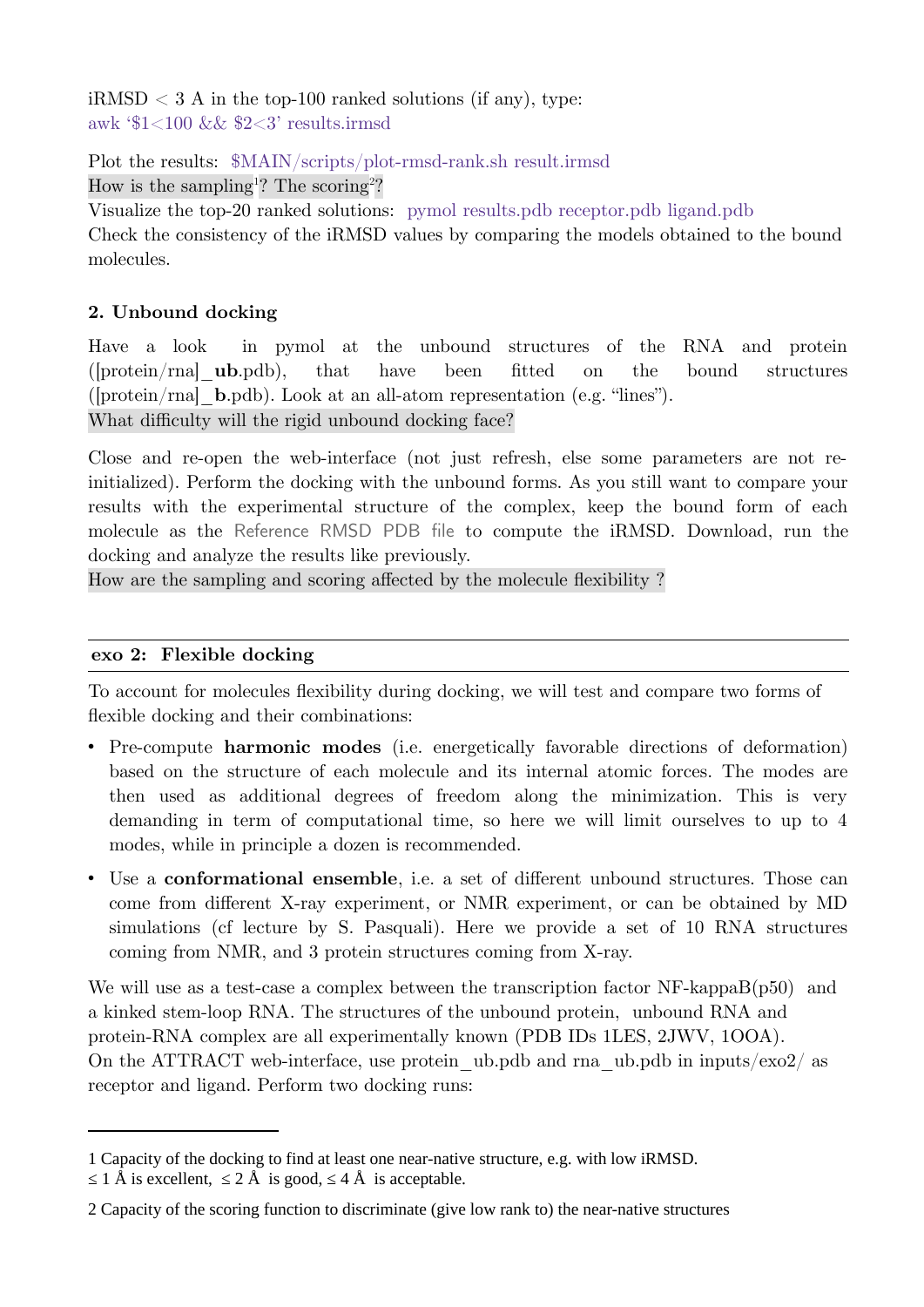iRMSD < 3 A in the top-100 ranked solutions (if any), type:
awk '$1<100 && $2<3' results.irmsd

Plot the results: $MAIN/scripts/plot-rmsd-rank.sh result.irmsd

How is the sampling[1]? The scoring[2]?

Visualize the top-20 ranked solutions: pymol results.pdb receptor.pdb ligand.pdb

Check the consistency of the iRMSD values by comparing the models obtained to the bound molecules.

**2. Unbound docking**

Have a look in pymol at the unbound structures of the RNA and protein ([protein/rna]_**ub**.pdb), that have been fitted on the bound structures ([protein/rna]_**b**.pdb). Look at an all-atom representation (e.g. "lines").

What difficulty will the rigid unbound docking face?

Close and re-open the web-interface (not just refresh, else some parameters are not re-initialized). Perform the docking with the unbound forms. As you still want to compare your results with the experimental structure of the complex, keep the bound form of each molecule as the Reference RMSD PDB file to compute the iRMSD. Download, run the docking and analyze the results like previously.

How are the sampling and scoring affected by the molecule flexibility ?

## exo 2: Flexible docking

To account for molecules flexibility during docking, we will test and compare two forms of flexible docking and their combinations:

- Pre-compute **harmonic modes** (i.e. energetically favorable directions of deformation) based on the structure of each molecule and its internal atomic forces. The modes are then used as additional degrees of freedom along the minimization. This is very demanding in term of computational time, so here we will limit ourselves to up to 4 modes, while in principle a dozen is recommended.
- Use a **conformational ensemble**, i.e. a set of different unbound structures. Those can come from different X-ray experiment, or NMR experiment, or can be obtained by MD simulations (cf lecture by S. Pasquali). Here we provide a set of 10 RNA structures coming from NMR, and 3 protein structures coming from X-ray.

We will use as a test-case a complex between the transcription factor NF-kappaB(p50) and a kinked stem-loop RNA. The structures of the unbound protein, unbound RNA and protein-RNA complex are all experimentally known (PDB IDs 1LES, 2JWV, 1OOA).
On the ATTRACT web-interface, use protein_ub.pdb and rna_ub.pdb in inputs/exo2/ as receptor and ligand. Perform two docking runs:

---

1 Capacity of the docking to find at least one near-native structure, e.g. with low iRMSD.
≤ 1 Å is excellent, ≤ 2 Å is good, ≤ 4 Å is acceptable.

2 Capacity of the scoring function to discriminate (give low rank to) the near-native structures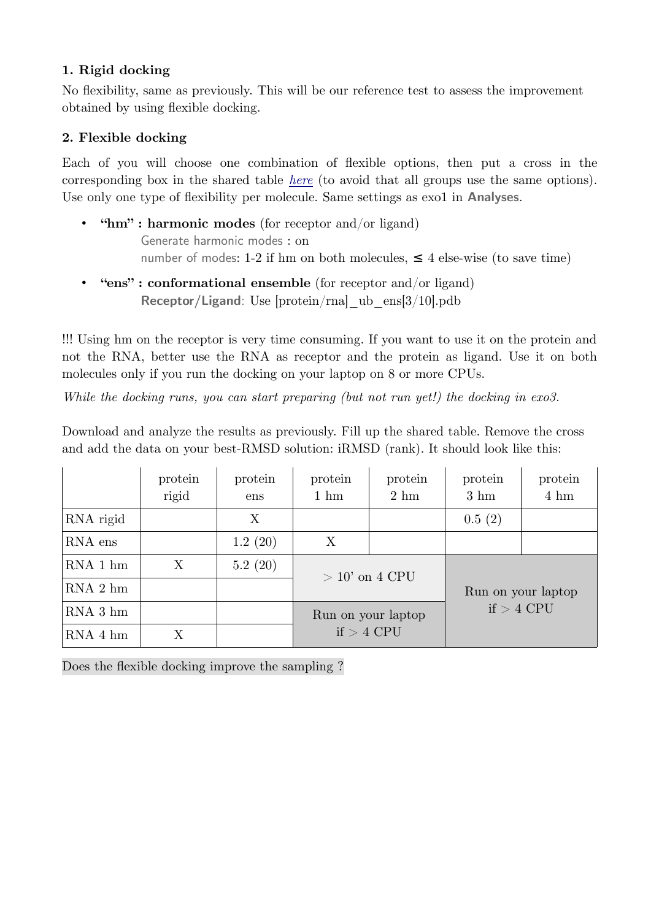**1. Rigid docking**

No flexibility, same as previously. This will be our reference test to assess the improvement obtained by using flexible docking.

**2. Flexible docking**

Each of you will choose one combination of flexible options, then put a cross in the corresponding box in the shared table *here* (to avoid that all groups use the same options). Use only one type of flexibility per molecule. Same settings as exo1 in **Analyses**.

- **"hm" : harmonic modes** (for receptor and/or ligand)
  Generate harmonic modes : on
  number of modes: 1-2 if hm on both molecules, ≤ 4 else-wise (to save time)
- **"ens" : conformational ensemble** (for receptor and/or ligand)
  **Receptor/Ligand**: Use [protein/rna]_ub_ens[3/10].pdb

!!! Using hm on the receptor is very time consuming. If you want to use it on the protein and not the RNA, better use the RNA as receptor and the protein as ligand. Use it on both molecules only if you run the docking on your laptop on 8 or more CPUs.

*While the docking runs, you can start preparing (but not run yet!) the docking in exo3.*

Download and analyze the results as previously. Fill up the shared table. Remove the cross and add the data on your best-RMSD solution: iRMSD (rank). It should look like this:

| | protein rigid | protein ens | protein 1 hm | protein 2 hm | protein 3 hm | protein 4 hm |
|---|---|---|---|---|---|---|
| RNA rigid | | X | | | 0.5 (2) | |
| RNA ens | | 1.2 (20) | X | | | |
| RNA 1 hm | X | 5.2 (20) | > 10' on 4 CPU | | Run on your laptop if > 4 CPU | |
| RNA 2 hm | | | | | | |
| RNA 3 hm | | | Run on your laptop if > 4 CPU | | | |
| RNA 4 hm | X | | | | | |

Does the flexible docking improve the sampling ?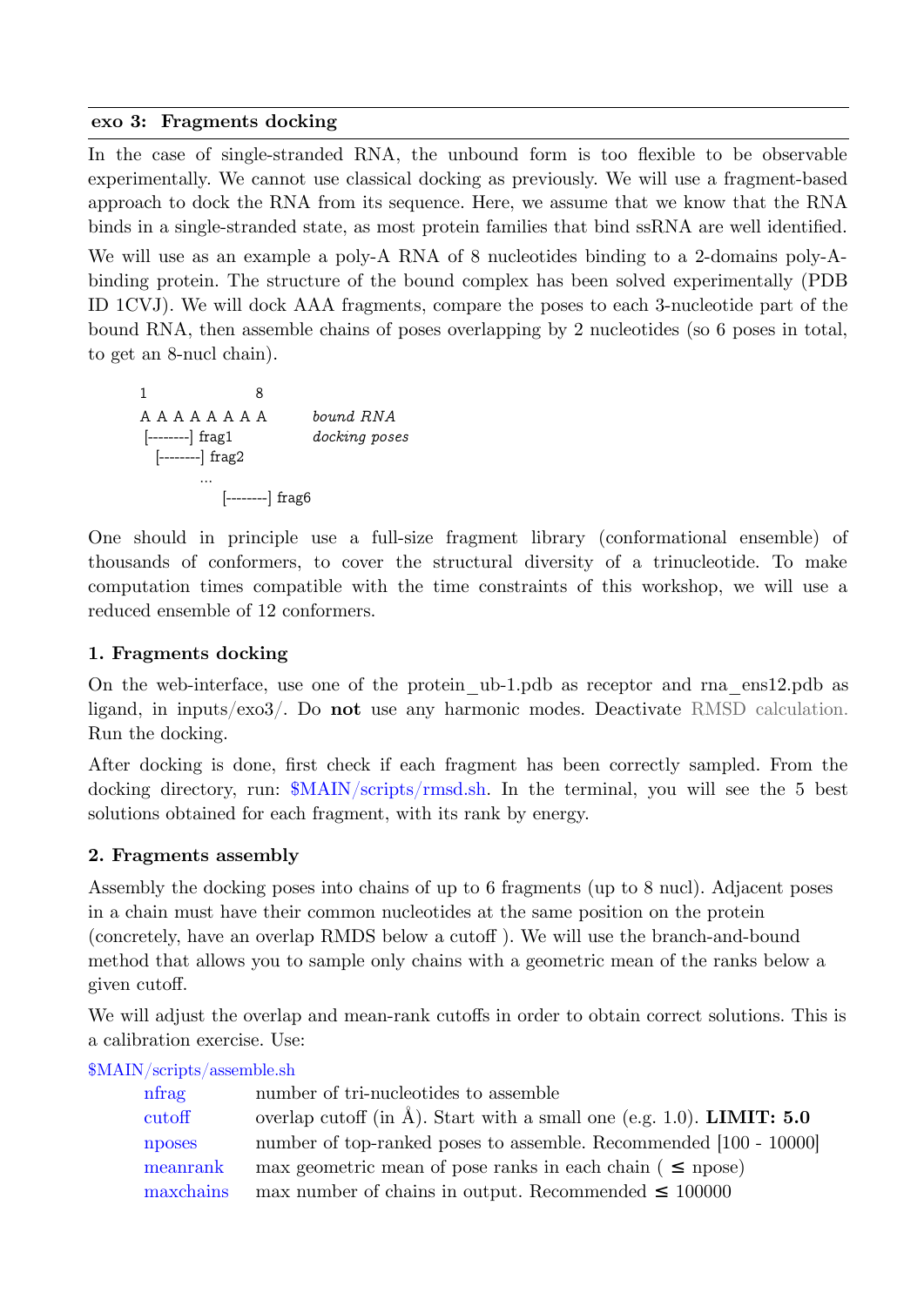## exo 3: Fragments docking

In the case of single-stranded RNA, the unbound form is too flexible to be observable experimentally. We cannot use classical docking as previously. We will use a fragment-based approach to dock the RNA from its sequence. Here, we assume that we know that the RNA binds in a single-stranded state, as most protein families that bind ssRNA are well identified.

We will use as an example a poly-A RNA of 8 nucleotides binding to a 2-domains poly-A-binding protein. The structure of the bound complex has been solved experimentally (PDB ID 1CVJ). We will dock AAA fragments, compare the poses to each 3-nucleotide part of the bound RNA, then assemble chains of poses overlapping by 2 nucleotides (so 6 poses in total, to get an 8-nucl chain).

```
1             8
A A A A A A A A      bound RNA
 [--------] frag1    docking poses
   [--------] frag2
        ...
             [--------] frag6
```

One should in principle use a full-size fragment library (conformational ensemble) of thousands of conformers, to cover the structural diversity of a trinucleotide. To make computation times compatible with the time constraints of this workshop, we will use a reduced ensemble of 12 conformers.

### 1. Fragments docking

On the web-interface, use one of the protein_ub-1.pdb as receptor and rna_ens12.pdb as ligand, in inputs/exo3/. Do **not** use any harmonic modes. Deactivate RMSD calculation. Run the docking.

After docking is done, first check if each fragment has been correctly sampled. From the docking directory, run: $MAIN/scripts/rmsd.sh. In the terminal, you will see the 5 best solutions obtained for each fragment, with its rank by energy.

### 2. Fragments assembly

Assembly the docking poses into chains of up to 6 fragments (up to 8 nucl). Adjacent poses in a chain must have their common nucleotides at the same position on the protein (concretely, have an overlap RMDS below a cutoff ). We will use the branch-and-bound method that allows you to sample only chains with a geometric mean of the ranks below a given cutoff.

We will adjust the overlap and mean-rank cutoffs in order to obtain correct solutions. This is a calibration exercise. Use:

$MAIN/scripts/assemble.sh

| | |
|---|---|
| nfrag | number of tri-nucleotides to assemble |
| cutoff | overlap cutoff (in Å). Start with a small one (e.g. 1.0). **LIMIT: 5.0** |
| nposes | number of top-ranked poses to assemble. Recommended [100 - 10000] |
| meanrank | max geometric mean of pose ranks in each chain ( ≤ npose) |
| maxchains | max number of chains in output. Recommended ≤ 100000 |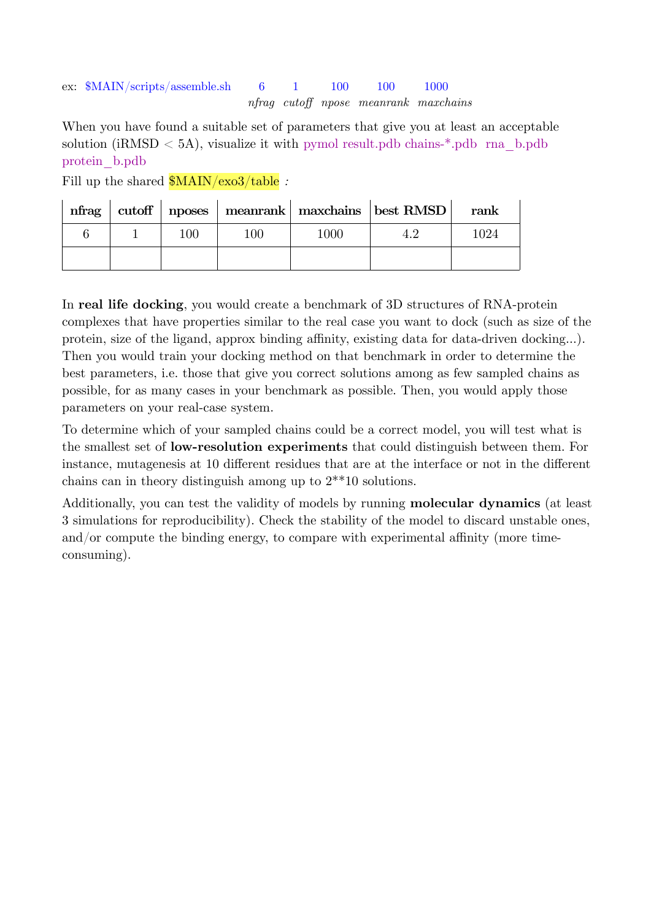ex: $MAIN/scripts/assemble.sh 6 1 100 100 1000

*nfrag cutoff npose meanrank maxchains*

When you have found a suitable set of parameters that give you at least an acceptable solution (iRMSD < 5A), visualize it with pymol result.pdb chains-*.pdb rna_b.pdb protein_b.pdb

Fill up the shared $MAIN/exo3/table :

| nfrag | cutoff | nposes | meanrank | maxchains | best RMSD | rank |
|---|---|---|---|---|---|---|
| 6 | 1 | 100 | 100 | 1000 | 4.2 | 1024 |
| | | | | | | |

In **real life docking**, you would create a benchmark of 3D structures of RNA-protein complexes that have properties similar to the real case you want to dock (such as size of the protein, size of the ligand, approx binding affinity, existing data for data-driven docking...). Then you would train your docking method on that benchmark in order to determine the best parameters, i.e. those that give you correct solutions among as few sampled chains as possible, for as many cases in your benchmark as possible. Then, you would apply those parameters on your real-case system.

To determine which of your sampled chains could be a correct model, you will test what is the smallest set of **low-resolution experiments** that could distinguish between them. For instance, mutagenesis at 10 different residues that are at the interface or not in the different chains can in theory distinguish among up to 2**10 solutions.

Additionally, you can test the validity of models by running **molecular dynamics** (at least 3 simulations for reproducibility). Check the stability of the model to discard unstable ones, and/or compute the binding energy, to compare with experimental affinity (more time-consuming).